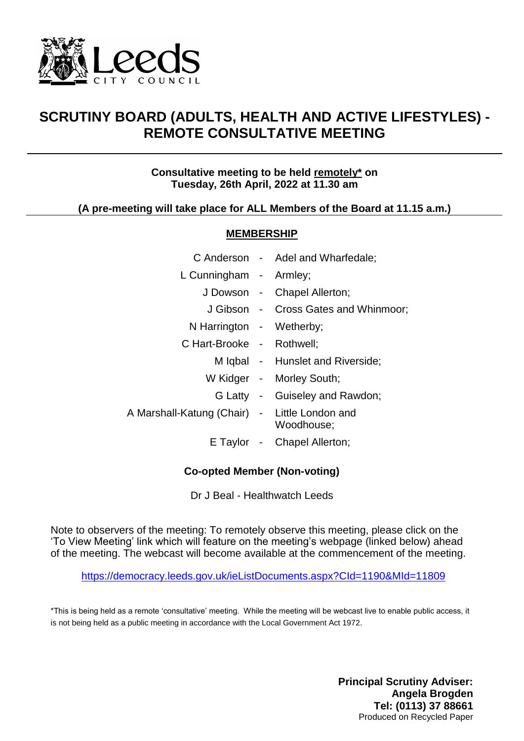Leeds

CITY COUNCIL

# SCRUTINY BOARD (ADULTS, HEALTH AND ACTIVE LIFESTYLES) - REMOTE CONSULTATIVE MEETING

**Consultative meeting to be held remotely* on Tuesday, 26th April, 2022 at 11.30 am**

**(A pre-meeting will take place for ALL Members of the Board at 11.15 a.m.)**

## MEMBERSHIP

| | | |
|---|---|---|
| C Anderson | - | Adel and Wharfedale; |
| L Cunningham | - | Armley; |
| J Dowson | - | Chapel Allerton; |
| J Gibson | - | Cross Gates and Whinmoor; |
| N Harrington | - | Wetherby; |
| C Hart-Brooke | - | Rothwell; |
| M Iqbal | - | Hunslet and Riverside; |
| W Kidger | - | Morley South; |
| G Latty | - | Guiseley and Rawdon; |
| A Marshall-Katung (Chair) | - | Little London and Woodhouse; |
| E Taylor | - | Chapel Allerton; |

**Co-opted Member (Non-voting)**

Dr J Beal - Healthwatch Leeds

Note to observers of the meeting: To remotely observe this meeting, please click on the 'To View Meeting' link which will feature on the meeting's webpage (linked below) ahead of the meeting. The webcast will become available at the commencement of the meeting.

https://democracy.leeds.gov.uk/ieListDocuments.aspx?CId=1190&MId=11809

*This is being held as a remote 'consultative' meeting. While the meeting will be webcast live to enable public access, it is not being held as a public meeting in accordance with the Local Government Act 1972.

**Principal Scrutiny Adviser:**
**Angela Brogden**
**Tel: (0113) 37 88661**
Produced on Recycled Paper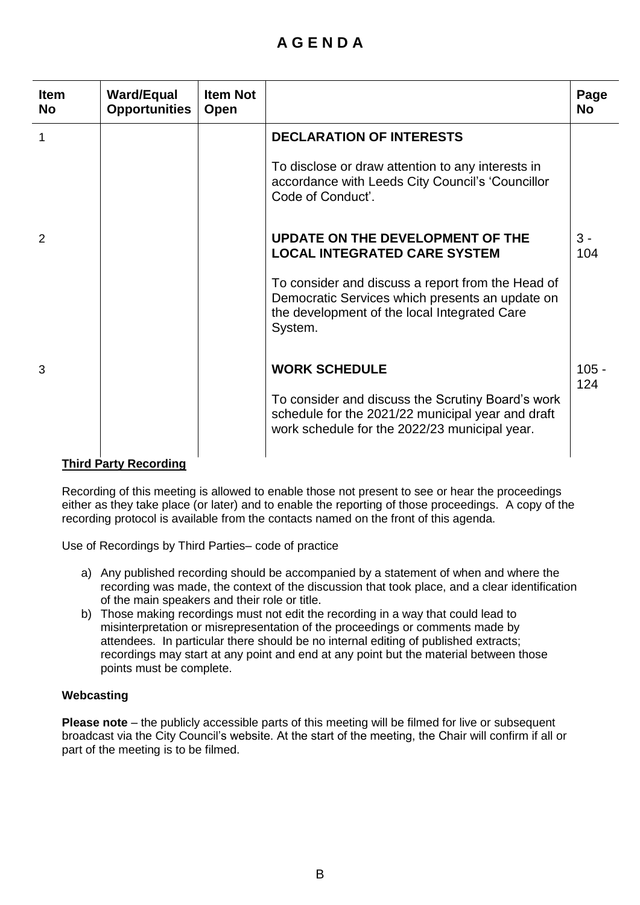# A G E N D A

| Item No | Ward/Equal Opportunities | Item Not Open | | Page No |
|---|---|---|---|---|
| 1 | | | **DECLARATION OF INTERESTS**<br><br>To disclose or draw attention to any interests in accordance with Leeds City Council's 'Councillor Code of Conduct'. | |
| 2 | | | **UPDATE ON THE DEVELOPMENT OF THE LOCAL INTEGRATED CARE SYSTEM**<br><br>To consider and discuss a report from the Head of Democratic Services which presents an update on the development of the local Integrated Care System. | 3 - 104 |
| 3 | | | **WORK SCHEDULE**<br><br>To consider and discuss the Scrutiny Board's work schedule for the 2021/22 municipal year and draft work schedule for the 2022/23 municipal year. | 105 - 124 |

**Third Party Recording**

Recording of this meeting is allowed to enable those not present to see or hear the proceedings either as they take place (or later) and to enable the reporting of those proceedings. A copy of the recording protocol is available from the contacts named on the front of this agenda.

Use of Recordings by Third Parties– code of practice

a) Any published recording should be accompanied by a statement of when and where the recording was made, the context of the discussion that took place, and a clear identification of the main speakers and their role or title.
b) Those making recordings must not edit the recording in a way that could lead to misinterpretation or misrepresentation of the proceedings or comments made by attendees. In particular there should be no internal editing of published extracts; recordings may start at any point and end at any point but the material between those points must be complete.

**Webcasting**

**Please note** – the publicly accessible parts of this meeting will be filmed for live or subsequent broadcast via the City Council's website. At the start of the meeting, the Chair will confirm if all or part of the meeting is to be filmed.